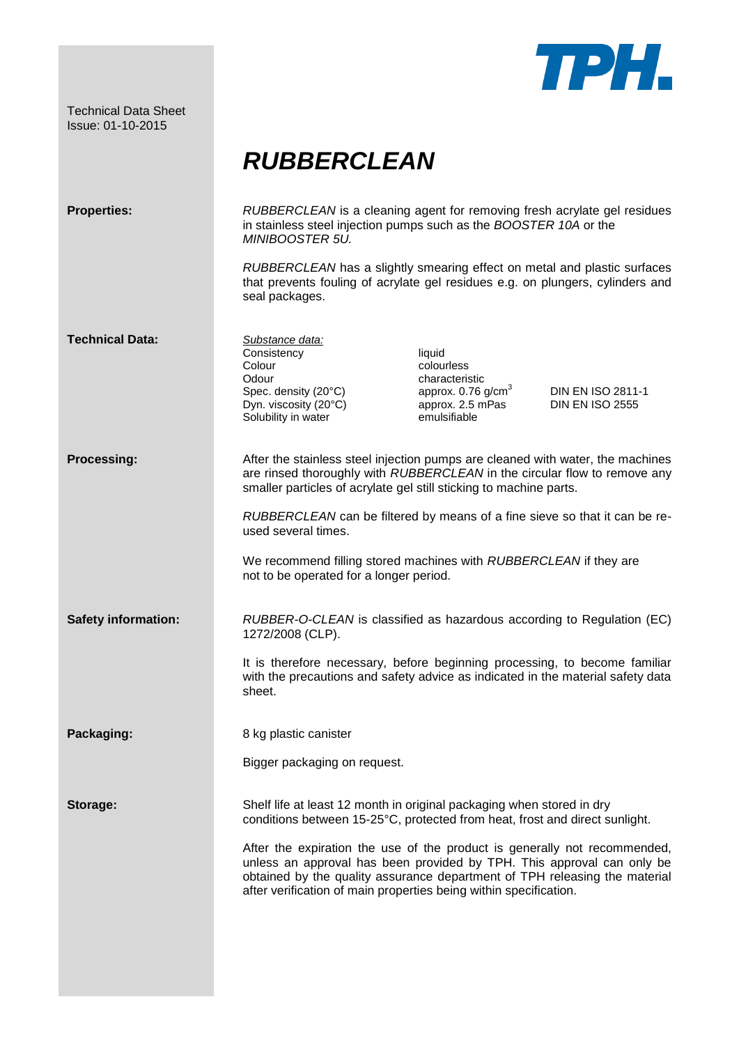Technical Data Sheet
Issue: 01-10-2015

# *RUBBERCLEAN*

**Properties:**

*RUBBERCLEAN* is a cleaning agent for removing fresh acrylate gel residues in stainless steel injection pumps such as the *BOOSTER 10A* or the *MINIBOOSTER 5U.*

*RUBBERCLEAN* has a slightly smearing effect on metal and plastic surfaces that prevents fouling of acrylate gel residues e.g. on plungers, cylinders and seal packages.

**Technical Data:**

*Substance data:*

| | | |
|---|---|---|
| Consistency | liquid | |
| Colour | colourless | |
| Odour | characteristic | |
| Spec. density (20°C) | approx. 0.76 g/cm$^3$ | DIN EN ISO 2811-1 |
| Dyn. viscosity (20°C) | approx. 2.5 mPas | DIN EN ISO 2555 |
| Solubility in water | emulsifiable | |

**Processing:**

After the stainless steel injection pumps are cleaned with water, the machines are rinsed thoroughly with *RUBBERCLEAN* in the circular flow to remove any smaller particles of acrylate gel still sticking to machine parts.

*RUBBERCLEAN* can be filtered by means of a fine sieve so that it can be re-used several times.

We recommend filling stored machines with *RUBBERCLEAN* if they are not to be operated for a longer period.

**Safety information:**

*RUBBER-O-CLEAN* is classified as hazardous according to Regulation (EC) 1272/2008 (CLP).

It is therefore necessary, before beginning processing, to become familiar with the precautions and safety advice as indicated in the material safety data sheet.

**Packaging:**

8 kg plastic canister

Bigger packaging on request.

**Storage:**

Shelf life at least 12 month in original packaging when stored in dry conditions between 15-25°C, protected from heat, frost and direct sunlight.

After the expiration the use of the product is generally not recommended, unless an approval has been provided by TPH. This approval can only be obtained by the quality assurance department of TPH releasing the material after verification of main properties being within specification.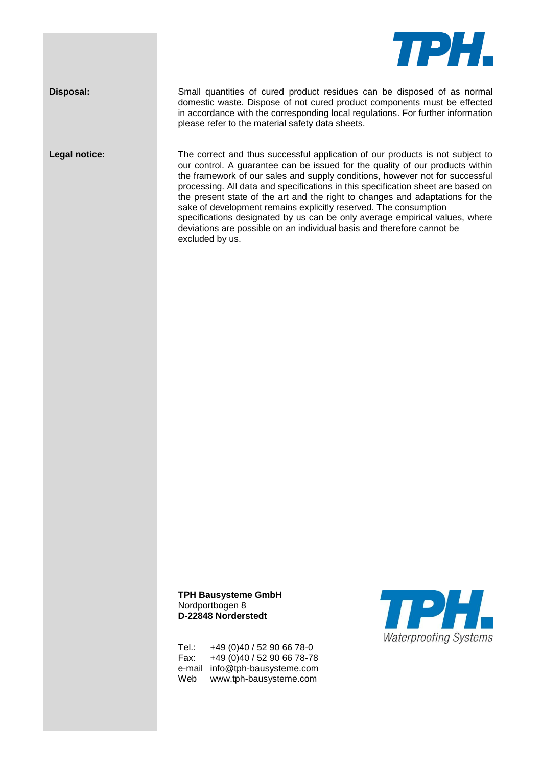**Disposal:**

Small quantities of cured product residues can be disposed of as normal domestic waste. Dispose of not cured product components must be effected in accordance with the corresponding local regulations. For further information please refer to the material safety data sheets.

**Legal notice:**

The correct and thus successful application of our products is not subject to our control. A guarantee can be issued for the quality of our products within the framework of our sales and supply conditions, however not for successful processing. All data and specifications in this specification sheet are based on the present state of the art and the right to changes and adaptations for the sake of development remains explicitly reserved. The consumption specifications designated by us can be only average empirical values, where deviations are possible on an individual basis and therefore cannot be excluded by us.

**TPH Bausysteme GmbH**
Nordportbogen 8
**D-22848 Norderstedt**

Tel.: +49 (0)40 / 52 90 66 78-0
Fax: +49 (0)40 / 52 90 66 78-78
e-mail info@tph-bausysteme.com
Web www.tph-bausysteme.com

TPH. Waterproofing Systems